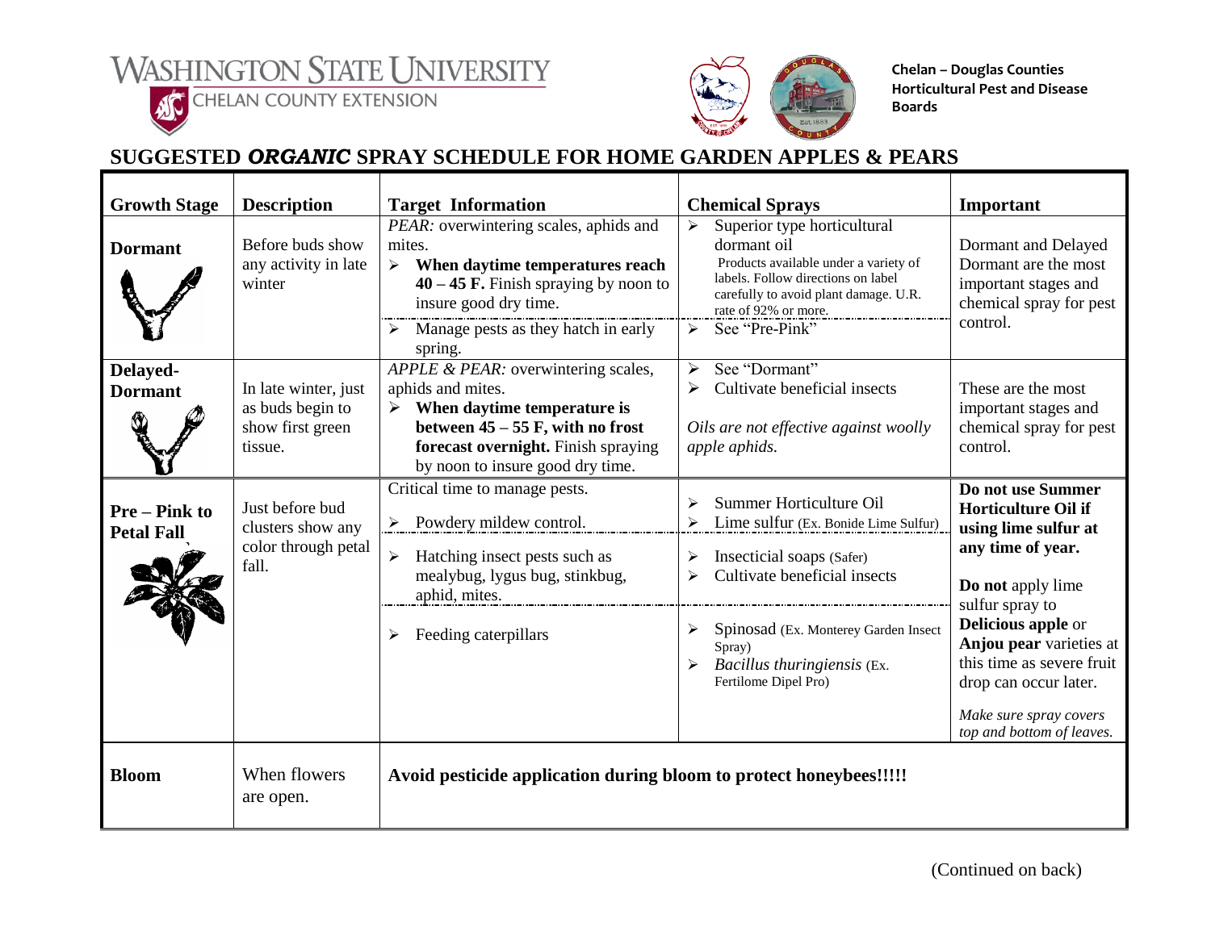WASHINGTON STATE UNIVERSITY
CHELAN COUNTY EXTENSION

**Chelan – Douglas Counties Horticultural Pest and Disease Boards**

# SUGGESTED ***ORGANIC*** SPRAY SCHEDULE FOR HOME GARDEN APPLES & PEARS

| Growth Stage | Description | Target Information | Chemical Sprays | Important |
|---|---|---|---|---|
| **Dormant** | Before buds show any activity in late winter | *PEAR:* overwintering scales, aphids and mites.<br>➢ **When daytime temperatures reach 40 – 45 F.** Finish spraying by noon to insure good dry time.<br>➢ Manage pests as they hatch in early spring. | ➢ Superior type horticultural dormant oil<br>Products available under a variety of labels. Follow directions on label carefully to avoid plant damage. U.R. rate of 92% or more.<br>➢ See "Pre-Pink" | Dormant and Delayed Dormant are the most important stages and chemical spray for pest control. |
| **Delayed-Dormant** | In late winter, just as buds begin to show first green tissue. | *APPLE & PEAR:* overwintering scales, aphids and mites.<br>➢ **When daytime temperature is between 45 – 55 F, with no frost forecast overnight.** Finish spraying by noon to insure good dry time. | ➢ See "Dormant"<br>➢ Cultivate beneficial insects<br><br>*Oils are not effective against woolly apple aphids.* | These are the most important stages and chemical spray for pest control. |
| **Pre – Pink to Petal Fall** | Just before bud clusters show any color through petal fall. | Critical time to manage pests.<br>➢ Powdery mildew control.<br>➢ Hatching insect pests such as mealybug, lygus bug, stinkbug, aphid, mites.<br>➢ Feeding caterpillars | ➢ Summer Horticulture Oil<br>➢ Lime sulfur (Ex. Bonide Lime Sulfur)<br>➢ Insecticial soaps (Safer)<br>➢ Cultivate beneficial insects<br>➢ Spinosad (Ex. Monterey Garden Insect Spray)<br>➢ *Bacillus thuringiensis* (Ex. Fertilome Dipel Pro) | **Do not use Summer Horticulture Oil if using lime sulfur at any time of year.**<br><br>**Do not** apply lime sulfur spray to **Delicious apple** or **Anjou pear** varieties at this time as severe fruit drop can occur later.<br><br>*Make sure spray covers top and bottom of leaves.* |
| **Bloom** | When flowers are open. | **Avoid pesticide application during bloom to protect honeybees!!!!!** | | |

(Continued on back)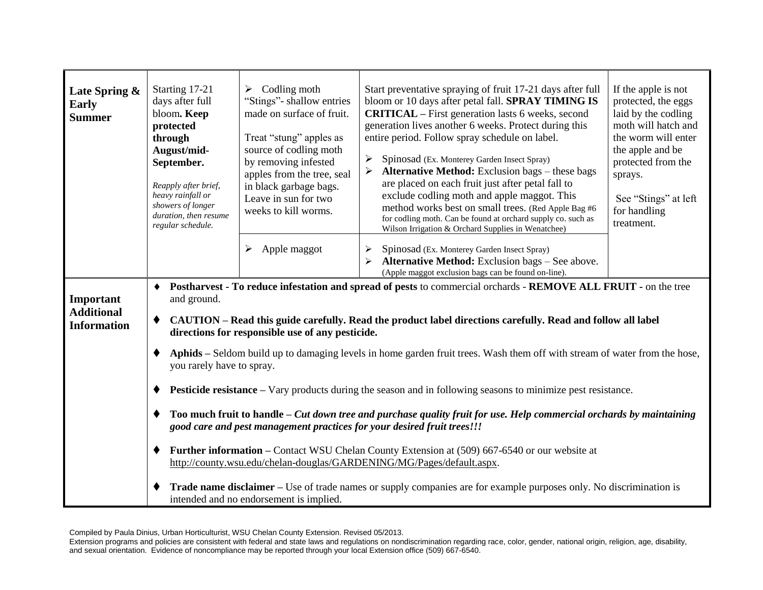| | | | | |
|---|---|---|---|---|
| **Late Spring & Early Summer** | Starting 17-21 days after full bloom**. Keep protected through August/mid-September.**<br><br>*Reapply after brief, heavy rainfall or showers of longer duration, then resume regular schedule.* | ➢ Codling moth "Stings"- shallow entries made on surface of fruit.<br><br>Treat "stung" apples as source of codling moth by removing infested apples from the tree, seal in black garbage bags. Leave in sun for two weeks to kill worms. | Start preventative spraying of fruit 17-21 days after full bloom or 10 days after petal fall. **SPRAY TIMING IS CRITICAL** – First generation lasts 6 weeks, second generation lives another 6 weeks. Protect during this entire period. Follow spray schedule on label.<br>➢ Spinosad (Ex. Monterey Garden Insect Spray)<br>➢ **Alternative Method:** Exclusion bags – these bags are placed on each fruit just after petal fall to exclude codling moth and apple maggot. This method works best on small trees. (Red Apple Bag #6 for codling moth. Can be found at orchard supply co. such as Wilson Irrigation & Orchard Supplies in Wenatchee) | If the apple is not protected, the eggs laid by the codling moth will hatch and the worm will enter the apple and be protected from the sprays.<br><br>See "Stings" at left for handling treatment. |
| | | ➢ Apple maggot | ➢ Spinosad (Ex. Monterey Garden Insect Spray)<br>➢ **Alternative Method:** Exclusion bags – See above. (Apple maggot exclusion bags can be found on-line). | |
| **Important Additional Information** | ♦ **Postharvest - To reduce infestation and spread of pests** to commercial orchards - **REMOVE ALL FRUIT -** on the tree and ground.<br><br>♦ **CAUTION – Read this guide carefully. Read the product label directions carefully. Read and follow all label directions for responsible use of any pesticide.**<br><br>♦ **Aphids –** Seldom build up to damaging levels in home garden fruit trees. Wash them off with stream of water from the hose, you rarely have to spray.<br><br>♦ **Pesticide resistance –** Vary products during the season and in following seasons to minimize pest resistance.<br><br>♦ **Too much fruit to handle –** ***Cut down tree and purchase quality fruit for use. Help commercial orchards by maintaining good care and pest management practices for your desired fruit trees!!!***<br><br>♦ **Further information –** Contact WSU Chelan County Extension at (509) 667-6540 or our website at http://county.wsu.edu/chelan-douglas/GARDENING/MG/Pages/default.aspx.<br><br>♦ **Trade name disclaimer –** Use of trade names or supply companies are for example purposes only. No discrimination is intended and no endorsement is implied. | | | |

Compiled by Paula Dinius, Urban Horticulturist, WSU Chelan County Extension. Revised 05/2013.

Extension programs and policies are consistent with federal and state laws and regulations on nondiscrimination regarding race, color, gender, national origin, religion, age, disability, and sexual orientation. Evidence of noncompliance may be reported through your local Extension office (509) 667-6540.